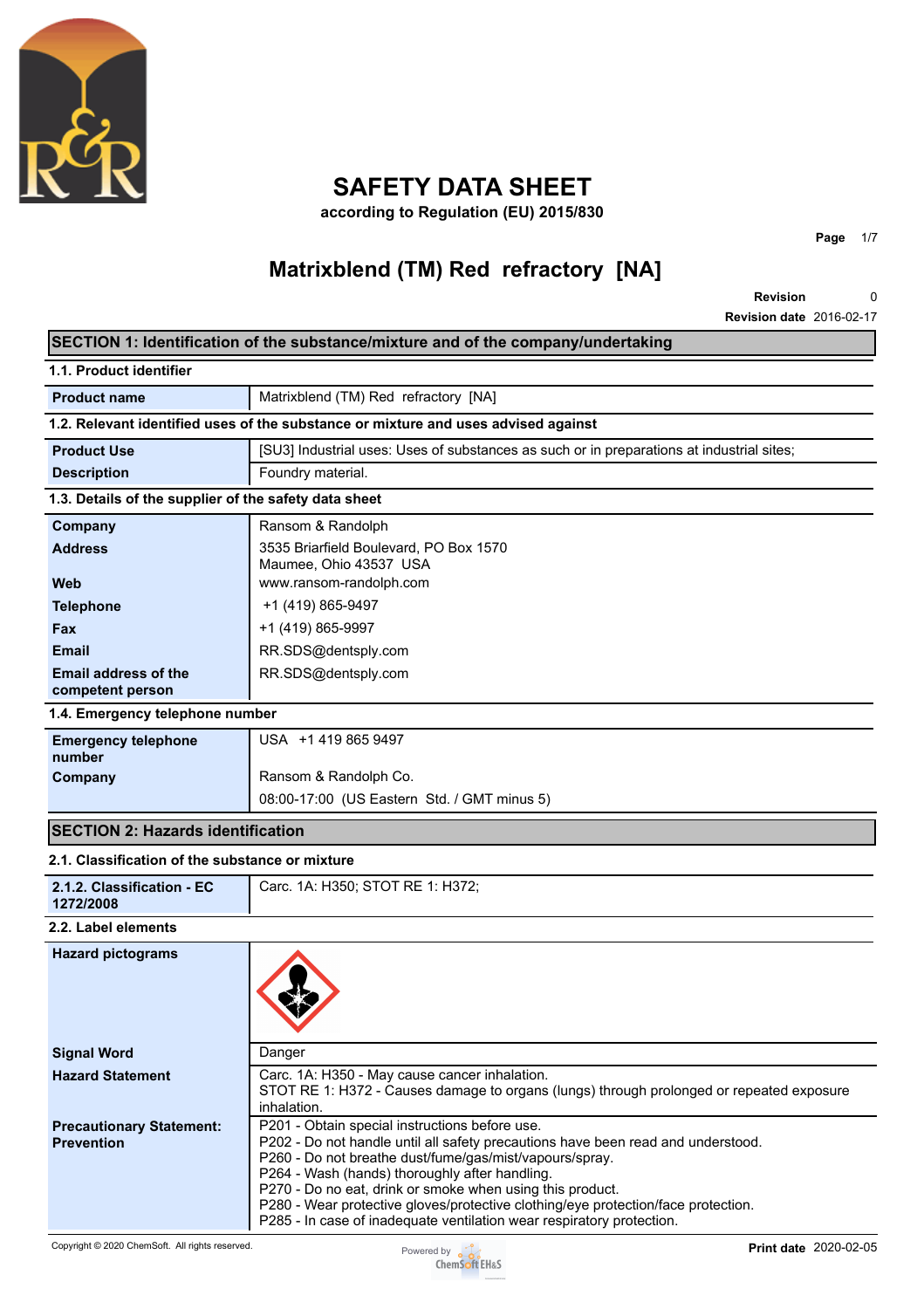# SAFETY DATA SHEET

**according to Regulation (EU) 2015/830**

## Matrixblend (TM) Red refractory [NA]

**Revision** 0
**Revision date** 2016-02-17

## SECTION 1: Identification of the substance/mixture and of the company/undertaking

### 1.1. Product identifier

| | |
|---|---|
| **Product name** | Matrixblend (TM) Red refractory [NA] |

### 1.2. Relevant identified uses of the substance or mixture and uses advised against

| | |
|---|---|
| **Product Use** | [SU3] Industrial uses: Uses of substances as such or in preparations at industrial sites; |
| **Description** | Foundry material. |

### 1.3. Details of the supplier of the safety data sheet

| | |
|---|---|
| **Company** | Ransom & Randolph |
| **Address** | 3535 Briarfield Boulevard, PO Box 1570<br>Maumee, Ohio 43537 USA |
| **Web** | www.ransom-randolph.com |
| **Telephone** | +1 (419) 865-9497 |
| **Fax** | +1 (419) 865-9997 |
| **Email** | RR.SDS@dentsply.com |
| **Email address of the competent person** | RR.SDS@dentsply.com |

### 1.4. Emergency telephone number

| | |
|---|---|
| **Emergency telephone number** | USA +1 419 865 9497 |
| **Company** | Ransom & Randolph Co. |
| | 08:00-17:00 (US Eastern Std. / GMT minus 5) |

## SECTION 2: Hazards identification

### 2.1. Classification of the substance or mixture

| | |
|---|---|
| **2.1.2. Classification - EC 1272/2008** | Carc. 1A: H350; STOT RE 1: H372; |

### 2.2. Label elements

| | |
|---|---|
| **Hazard pictograms** | |
| **Signal Word** | Danger |
| **Hazard Statement** | Carc. 1A: H350 - May cause cancer inhalation.<br>STOT RE 1: H372 - Causes damage to organs (lungs) through prolonged or repeated exposure inhalation. |
| **Precautionary Statement: Prevention** | P201 - Obtain special instructions before use.<br>P202 - Do not handle until all safety precautions have been read and understood.<br>P260 - Do not breathe dust/fume/gas/mist/vapours/spray.<br>P264 - Wash (hands) thoroughly after handling.<br>P270 - Do no eat, drink or smoke when using this product.<br>P280 - Wear protective gloves/protective clothing/eye protection/face protection.<br>P285 - In case of inadequate ventilation wear respiratory protection. |

Copyright © 2020 ChemSoft. All rights reserved.

**Print date** 2020-02-05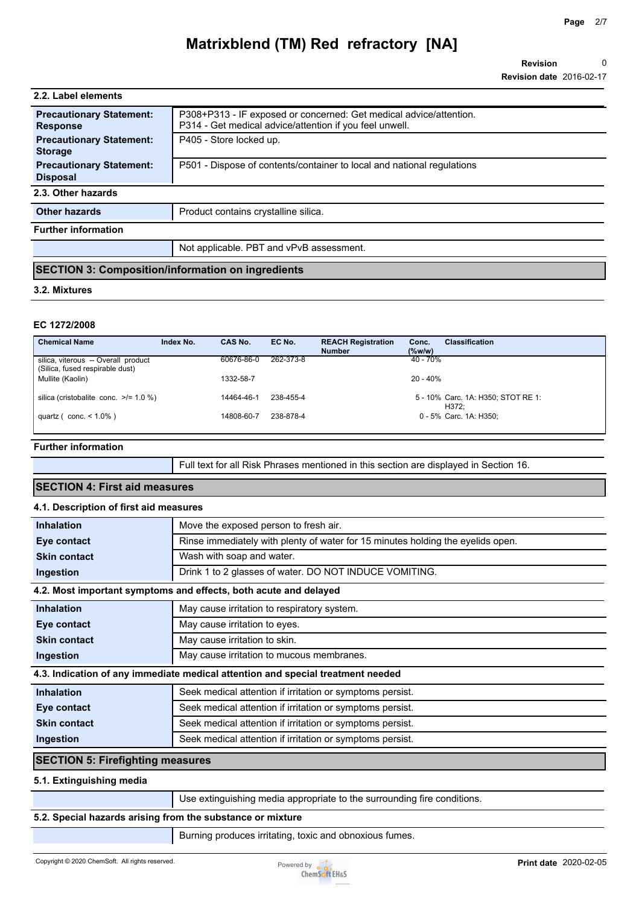### 2.2. Label elements

| | |
|---|---|
| **Precautionary Statement: Response** | P308+P313 - IF exposed or concerned: Get medical advice/attention.<br>P314 - Get medical advice/attention if you feel unwell. |
| **Precautionary Statement: Storage** | P405 - Store locked up. |
| **Precautionary Statement: Disposal** | P501 - Dispose of contents/container to local and national regulations |

### 2.3. Other hazards

| | |
|---|---|
| **Other hazards** | Product contains crystalline silica. |

**Further information**

Not applicable. PBT and vPvB assessment.

## SECTION 3: Composition/information on ingredients

### 3.2. Mixtures

**EC 1272/2008**

| Chemical Name | Index No. | CAS No. | EC No. | REACH Registration Number | Conc. (%w/w) | Classification |
|---|---|---|---|---|---|---|
| silica, viterous -- Overall product (Silica, fused respirable dust) | | 60676-86-0 | 262-373-8 | | 40 - 70% | |
| Mullite (Kaolin) | | 1332-58-7 | | | 20 - 40% | |
| silica (cristobalite conc. >/= 1.0 %) | | 14464-46-1 | 238-455-4 | | 5 - 10% | Carc. 1A: H350; STOT RE 1: H372; |
| quartz ( conc. < 1.0% ) | | 14808-60-7 | 238-878-4 | | 0 - 5% | Carc. 1A: H350; |

**Further information**

Full text for all Risk Phrases mentioned in this section are displayed in Section 16.

## SECTION 4: First aid measures

### 4.1. Description of first aid measures

| | |
|---|---|
| **Inhalation** | Move the exposed person to fresh air. |
| **Eye contact** | Rinse immediately with plenty of water for 15 minutes holding the eyelids open. |
| **Skin contact** | Wash with soap and water. |
| **Ingestion** | Drink 1 to 2 glasses of water. DO NOT INDUCE VOMITING. |

### 4.2. Most important symptoms and effects, both acute and delayed

| | |
|---|---|
| **Inhalation** | May cause irritation to respiratory system. |
| **Eye contact** | May cause irritation to eyes. |
| **Skin contact** | May cause irritation to skin. |
| **Ingestion** | May cause irritation to mucous membranes. |

### 4.3. Indication of any immediate medical attention and special treatment needed

| | |
|---|---|
| **Inhalation** | Seek medical attention if irritation or symptoms persist. |
| **Eye contact** | Seek medical attention if irritation or symptoms persist. |
| **Skin contact** | Seek medical attention if irritation or symptoms persist. |
| **Ingestion** | Seek medical attention if irritation or symptoms persist. |

## SECTION 5: Firefighting measures

### 5.1. Extinguishing media

Use extinguishing media appropriate to the surrounding fire conditions.

### 5.2. Special hazards arising from the substance or mixture

Burning produces irritating, toxic and obnoxious fumes.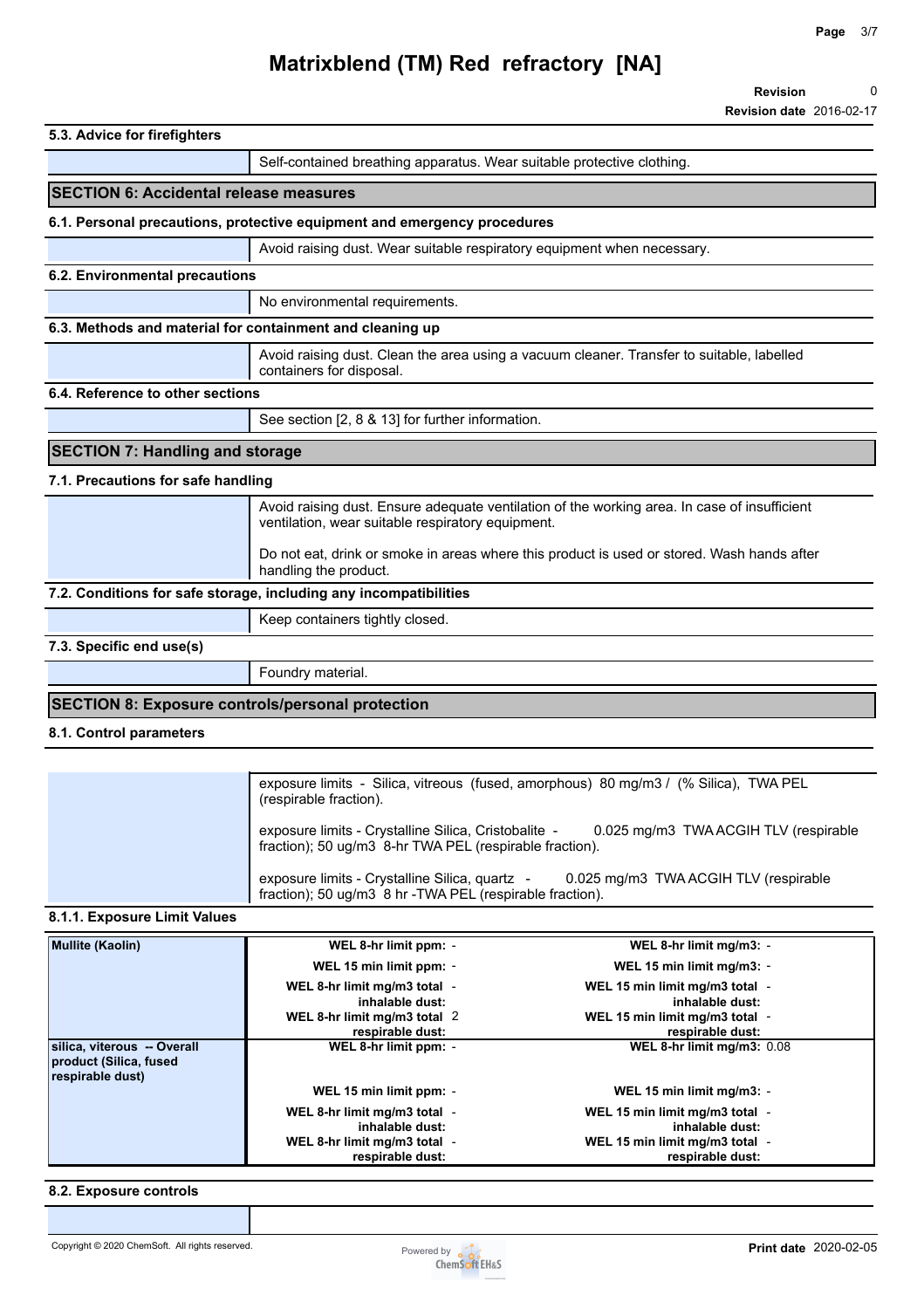## 5.3. Advice for firefighters

Self-contained breathing apparatus. Wear suitable protective clothing.

# SECTION 6: Accidental release measures

## 6.1. Personal precautions, protective equipment and emergency procedures

Avoid raising dust. Wear suitable respiratory equipment when necessary.

## 6.2. Environmental precautions

No environmental requirements.

## 6.3. Methods and material for containment and cleaning up

Avoid raising dust. Clean the area using a vacuum cleaner. Transfer to suitable, labelled containers for disposal.

## 6.4. Reference to other sections

See section [2, 8 & 13] for further information.

# SECTION 7: Handling and storage

## 7.1. Precautions for safe handling

Avoid raising dust. Ensure adequate ventilation of the working area. In case of insufficient ventilation, wear suitable respiratory equipment.

Do not eat, drink or smoke in areas where this product is used or stored. Wash hands after handling the product.

## 7.2. Conditions for safe storage, including any incompatibilities

Keep containers tightly closed.

## 7.3. Specific end use(s)

Foundry material.

# SECTION 8: Exposure controls/personal protection

## 8.1. Control parameters

exposure limits - Silica, vitreous (fused, amorphous) 80 mg/m3 / (% Silica), TWA PEL (respirable fraction).

exposure limits - Crystalline Silica, Cristobalite - 0.025 mg/m3 TWA ACGIH TLV (respirable fraction); 50 ug/m3 8-hr TWA PEL (respirable fraction).

exposure limits - Crystalline Silica, quartz - 0.025 mg/m3 TWA ACGIH TLV (respirable fraction); 50 ug/m3 8 hr -TWA PEL (respirable fraction).

### 8.1.1. Exposure Limit Values

| Substance | Limit | Value | Limit | Value |
|---|---|---|---|---|
| **Mullite (Kaolin)** | **WEL 8-hr limit ppm:** | - | **WEL 8-hr limit mg/m3:** | - |
| | **WEL 15 min limit ppm:** | - | **WEL 15 min limit mg/m3:** | - |
| | **WEL 8-hr limit mg/m3 total inhalable dust:** | - | **WEL 15 min limit mg/m3 total inhalable dust:** | - |
| | **WEL 8-hr limit mg/m3 total respirable dust:** | 2 | **WEL 15 min limit mg/m3 total respirable dust:** | - |
| **silica, viterous -- Overall product (Silica, fused respirable dust)** | **WEL 8-hr limit ppm:** | - | **WEL 8-hr limit mg/m3:** | 0.08 |
| | **WEL 15 min limit ppm:** | - | **WEL 15 min limit mg/m3:** | - |
| | **WEL 8-hr limit mg/m3 total inhalable dust:** | - | **WEL 15 min limit mg/m3 total inhalable dust:** | - |
| | **WEL 8-hr limit mg/m3 total respirable dust:** | - | **WEL 15 min limit mg/m3 total respirable dust:** | - |

## 8.2. Exposure controls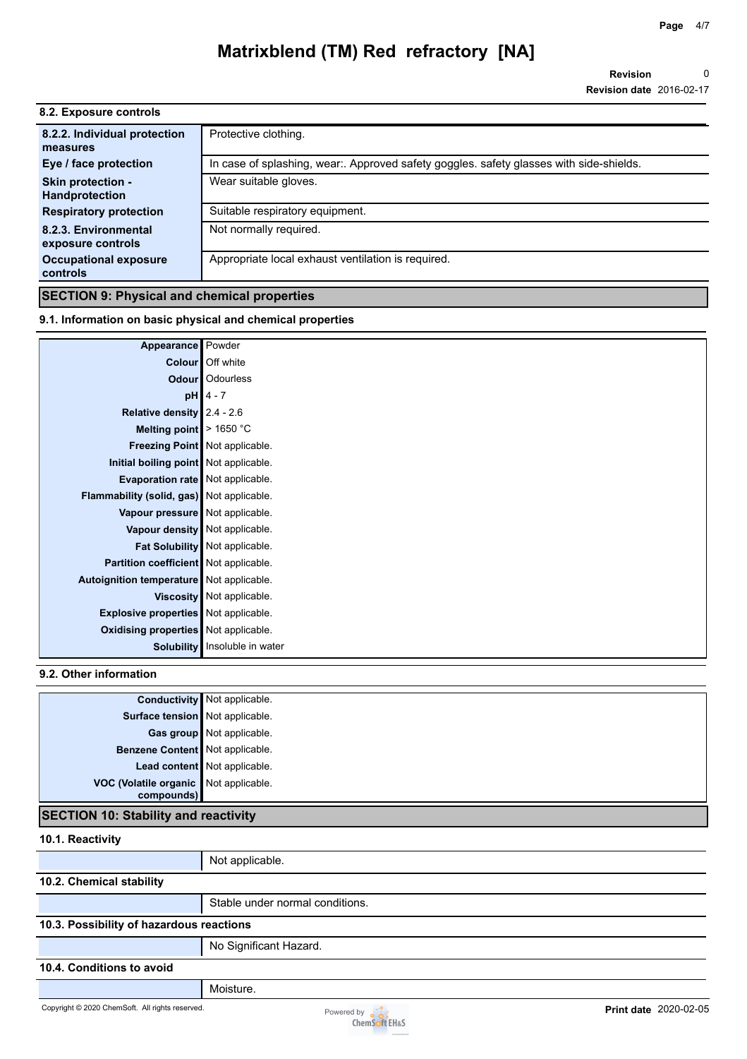#### 8.2. Exposure controls

| | |
|---|---|
| **8.2.2. Individual protection measures** | Protective clothing. |
| **Eye / face protection** | In case of splashing, wear:. Approved safety goggles. safety glasses with side-shields. |
| **Skin protection - Handprotection** | Wear suitable gloves. |
| **Respiratory protection** | Suitable respiratory equipment. |
| **8.2.3. Environmental exposure controls** | Not normally required. |
| **Occupational exposure controls** | Appropriate local exhaust ventilation is required. |

## SECTION 9: Physical and chemical properties

#### 9.1. Information on basic physical and chemical properties

| | |
|---|---|
| **Appearance** | Powder |
| **Colour** | Off white |
| **Odour** | Odourless |
| **pH** | 4 - 7 |
| **Relative density** | 2.4 - 2.6 |
| **Melting point** | > 1650 °C |
| **Freezing Point** | Not applicable. |
| **Initial boiling point** | Not applicable. |
| **Evaporation rate** | Not applicable. |
| **Flammability (solid, gas)** | Not applicable. |
| **Vapour pressure** | Not applicable. |
| **Vapour density** | Not applicable. |
| **Fat Solubility** | Not applicable. |
| **Partition coefficient** | Not applicable. |
| **Autoignition temperature** | Not applicable. |
| **Viscosity** | Not applicable. |
| **Explosive properties** | Not applicable. |
| **Oxidising properties** | Not applicable. |
| **Solubility** | Insoluble in water |

#### 9.2. Other information

| | |
|---|---|
| **Conductivity** | Not applicable. |
| **Surface tension** | Not applicable. |
| **Gas group** | Not applicable. |
| **Benzene Content** | Not applicable. |
| **Lead content** | Not applicable. |
| **VOC (Volatile organic compounds)** | Not applicable. |

## SECTION 10: Stability and reactivity

#### 10.1. Reactivity

Not applicable.

#### 10.2. Chemical stability

Stable under normal conditions.

#### 10.3. Possibility of hazardous reactions

No Significant Hazard.

#### 10.4. Conditions to avoid

Moisture.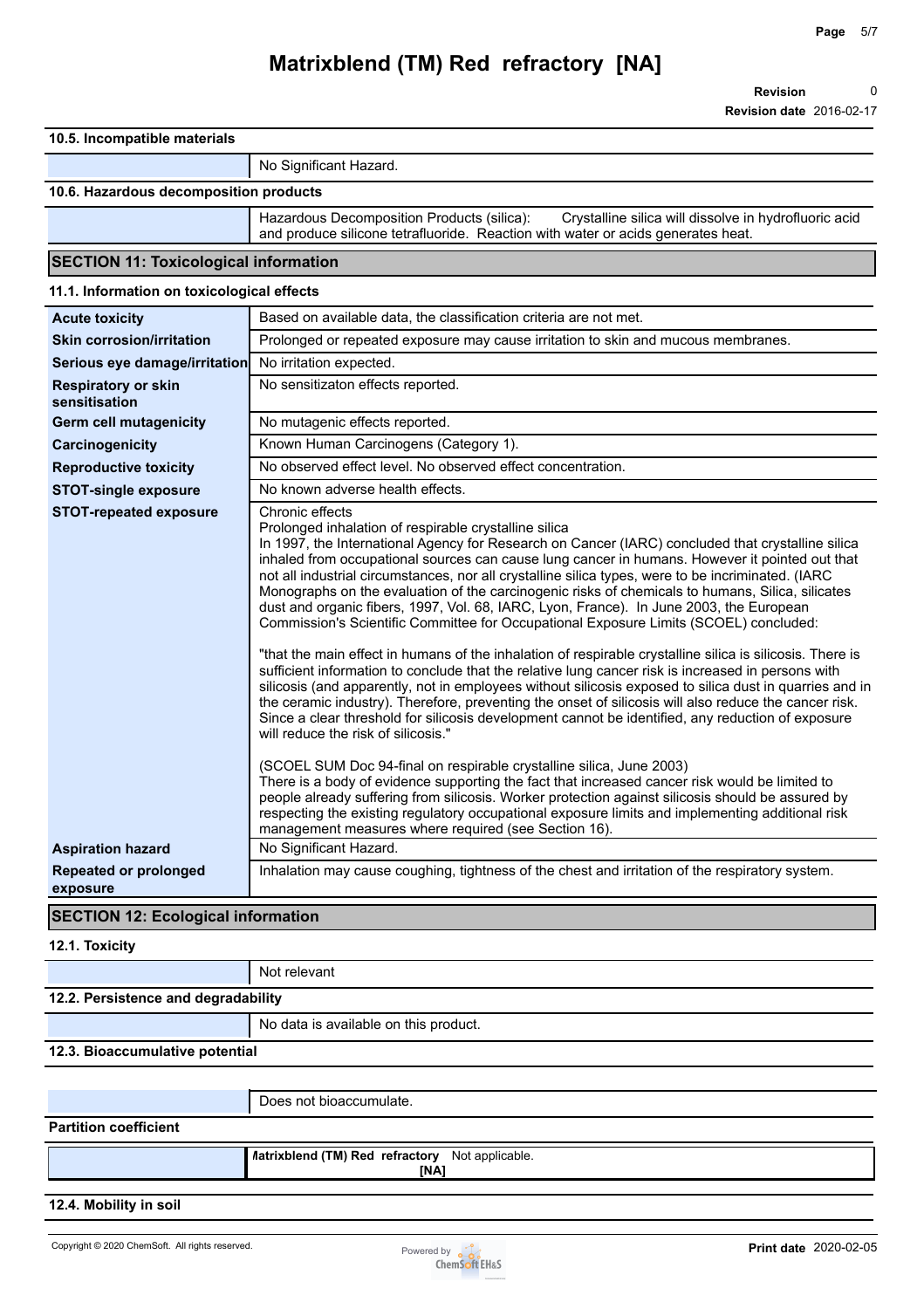#### 10.5. Incompatible materials

No Significant Hazard.

#### 10.6. Hazardous decomposition products

Hazardous Decomposition Products (silica): Crystalline silica will dissolve in hydrofluoric acid and produce silicone tetrafluoride. Reaction with water or acids generates heat.

## SECTION 11: Toxicological information

#### 11.1. Information on toxicological effects

| | |
|---|---|
| **Acute toxicity** | Based on available data, the classification criteria are not met. |
| **Skin corrosion/irritation** | Prolonged or repeated exposure may cause irritation to skin and mucous membranes. |
| **Serious eye damage/irritation** | No irritation expected. |
| **Respiratory or skin sensitisation** | No sensitizaton effects reported. |
| **Germ cell mutagenicity** | No mutagenic effects reported. |
| **Carcinogenicity** | Known Human Carcinogens (Category 1). |
| **Reproductive toxicity** | No observed effect level. No observed effect concentration. |
| **STOT-single exposure** | No known adverse health effects. |
| **STOT-repeated exposure** | Chronic effects<br>Prolonged inhalation of respirable crystalline silica<br>In 1997, the International Agency for Research on Cancer (IARC) concluded that crystalline silica inhaled from occupational sources can cause lung cancer in humans. However it pointed out that not all industrial circumstances, nor all crystalline silica types, were to be incriminated. (IARC Monographs on the evaluation of the carcinogenic risks of chemicals to humans, Silica, silicates dust and organic fibers, 1997, Vol. 68, IARC, Lyon, France). In June 2003, the European Commission's Scientific Committee for Occupational Exposure Limits (SCOEL) concluded:<br><br>"that the main effect in humans of the inhalation of respirable crystalline silica is silicosis. There is sufficient information to conclude that the relative lung cancer risk is increased in persons with silicosis (and apparently, not in employees without silicosis exposed to silica dust in quarries and in the ceramic industry). Therefore, preventing the onset of silicosis will also reduce the cancer risk. Since a clear threshold for silicosis development cannot be identified, any reduction of exposure will reduce the risk of silicosis."<br><br>(SCOEL SUM Doc 94-final on respirable crystalline silica, June 2003)<br>There is a body of evidence supporting the fact that increased cancer risk would be limited to people already suffering from silicosis. Worker protection against silicosis should be assured by respecting the existing regulatory occupational exposure limits and implementing additional risk management measures where required (see Section 16). |
| **Aspiration hazard** | No Significant Hazard. |
| **Repeated or prolonged exposure** | Inhalation may cause coughing, tightness of the chest and irritation of the respiratory system. |

## SECTION 12: Ecological information

#### 12.1. Toxicity

Not relevant

#### 12.2. Persistence and degradability

No data is available on this product.

#### 12.3. Bioaccumulative potential

Does not bioaccumulate.

**Partition coefficient**

| | |
|---|---|
| **Matrixblend (TM) Red refractory [NA]** | Not applicable. |

#### 12.4. Mobility in soil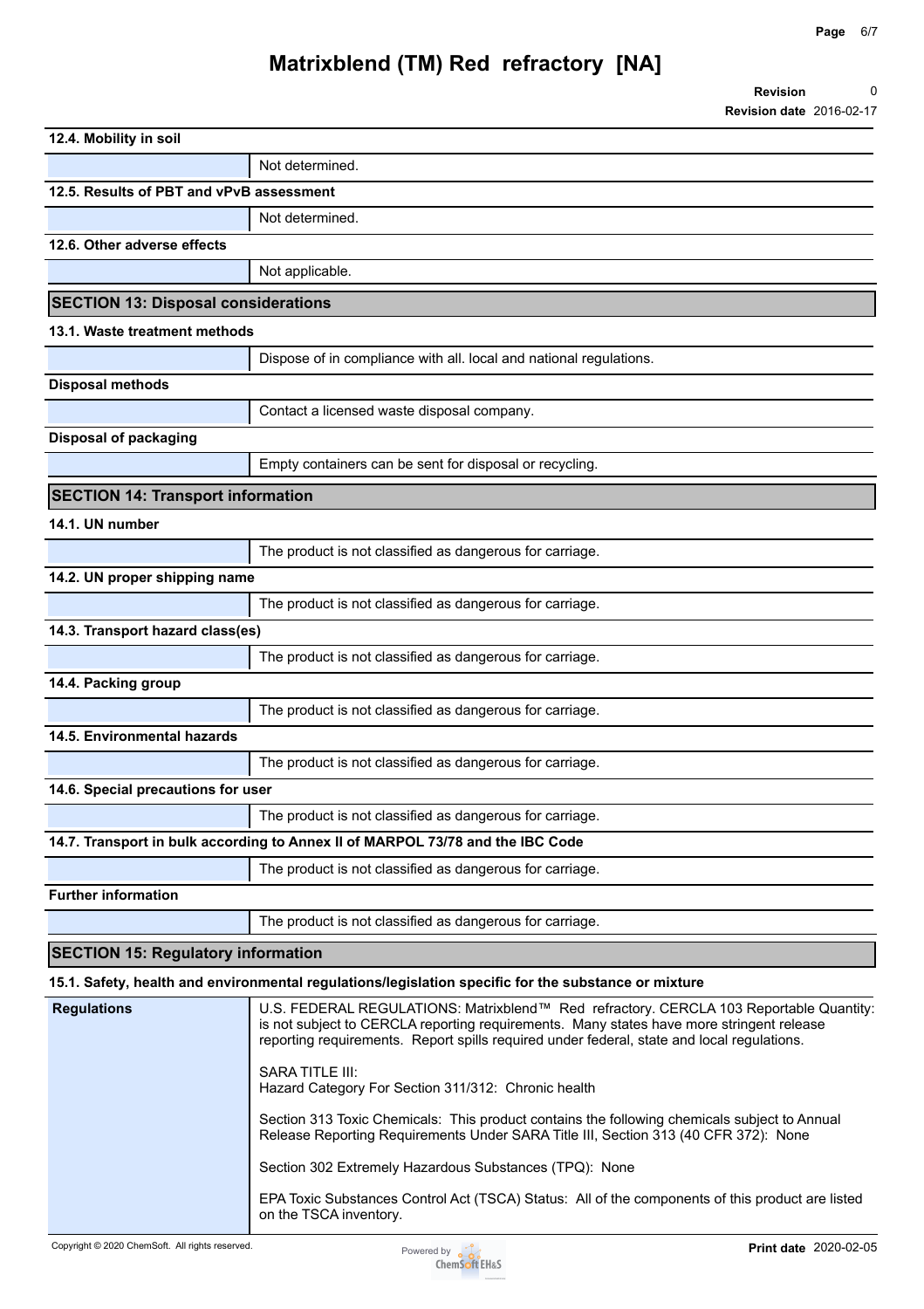### 12.4. Mobility in soil

| | |
|---|---|
| | Not determined. |

### 12.5. Results of PBT and vPvB assessment

| | |
|---|---|
| | Not determined. |

### 12.6. Other adverse effects

| | |
|---|---|
| | Not applicable. |

## SECTION 13: Disposal considerations

### 13.1. Waste treatment methods

| | |
|---|---|
| | Dispose of in compliance with all. local and national regulations. |

**Disposal methods**

| | |
|---|---|
| | Contact a licensed waste disposal company. |

**Disposal of packaging**

| | |
|---|---|
| | Empty containers can be sent for disposal or recycling. |

## SECTION 14: Transport information

### 14.1. UN number

| | |
|---|---|
| | The product is not classified as dangerous for carriage. |

### 14.2. UN proper shipping name

| | |
|---|---|
| | The product is not classified as dangerous for carriage. |

### 14.3. Transport hazard class(es)

| | |
|---|---|
| | The product is not classified as dangerous for carriage. |

### 14.4. Packing group

| | |
|---|---|
| | The product is not classified as dangerous for carriage. |

### 14.5. Environmental hazards

| | |
|---|---|
| | The product is not classified as dangerous for carriage. |

### 14.6. Special precautions for user

| | |
|---|---|
| | The product is not classified as dangerous for carriage. |

### 14.7. Transport in bulk according to Annex II of MARPOL 73/78 and the IBC Code

| | |
|---|---|
| | The product is not classified as dangerous for carriage. |

**Further information**

| | |
|---|---|
| | The product is not classified as dangerous for carriage. |

## SECTION 15: Regulatory information

### 15.1. Safety, health and environmental regulations/legislation specific for the substance or mixture

**Regulations**

U.S. FEDERAL REGULATIONS: Matrixblend™ Red refractory. CERCLA 103 Reportable Quantity: is not subject to CERCLA reporting requirements. Many states have more stringent release reporting requirements. Report spills required under federal, state and local regulations.

SARA TITLE III:
Hazard Category For Section 311/312: Chronic health

Section 313 Toxic Chemicals: This product contains the following chemicals subject to Annual Release Reporting Requirements Under SARA Title III, Section 313 (40 CFR 372): None

Section 302 Extremely Hazardous Substances (TPQ): None

EPA Toxic Substances Control Act (TSCA) Status: All of the components of this product are listed on the TSCA inventory.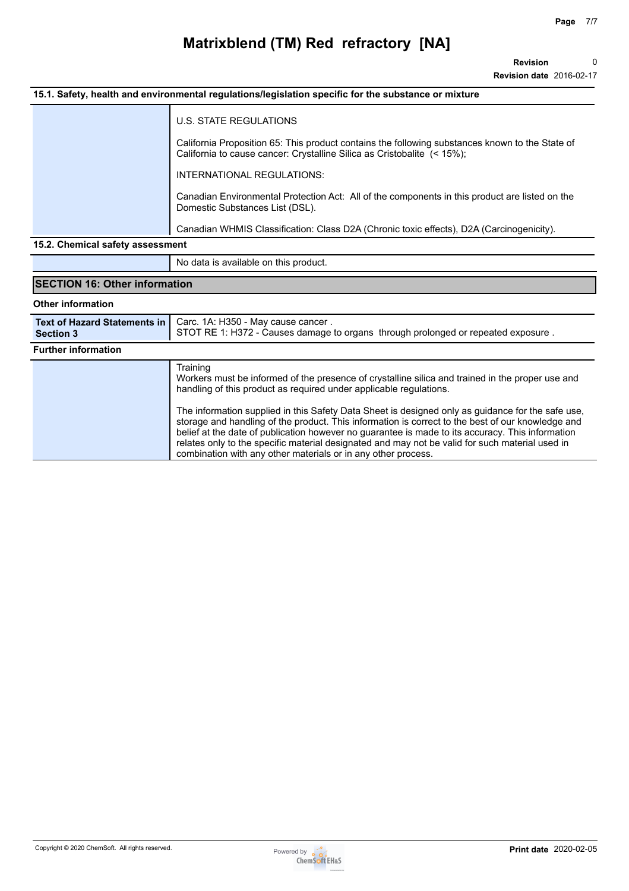### 15.1. Safety, health and environmental regulations/legislation specific for the substance or mixture

U.S. STATE REGULATIONS

California Proposition 65: This product contains the following substances known to the State of California to cause cancer: Crystalline Silica as Cristobalite (< 15%);

INTERNATIONAL REGULATIONS:

Canadian Environmental Protection Act: All of the components in this product are listed on the Domestic Substances List (DSL).

Canadian WHMIS Classification: Class D2A (Chronic toxic effects), D2A (Carcinogenicity).

### 15.2. Chemical safety assessment

No data is available on this product.

## SECTION 16: Other information

### Other information

| | |
|---|---|
| **Text of Hazard Statements in Section 3** | Carc. 1A: H350 - May cause cancer .<br>STOT RE 1: H372 - Causes damage to organs through prolonged or repeated exposure . |

### Further information

Training
Workers must be informed of the presence of crystalline silica and trained in the proper use and handling of this product as required under applicable regulations.

The information supplied in this Safety Data Sheet is designed only as guidance for the safe use, storage and handling of the product. This information is correct to the best of our knowledge and belief at the date of publication however no guarantee is made to its accuracy. This information relates only to the specific material designated and may not be valid for such material used in combination with any other materials or in any other process.